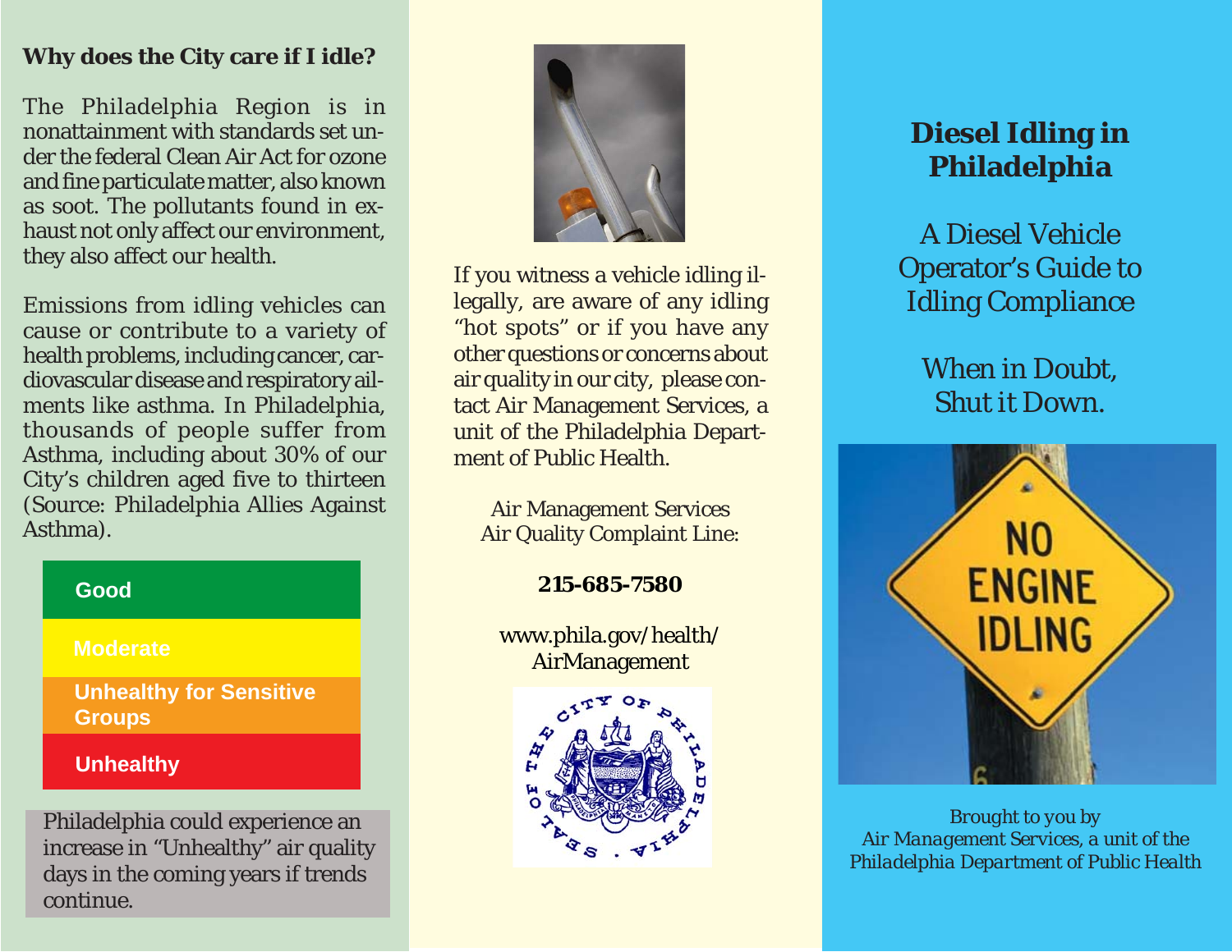### Why does the City care if I idle?

The Philadelphia Region is in nonattainment with standards set under the federal Clean Air Act for ozone and fine particulate matter, also known as soot. The pollutants found in exhaust not only affect our environment, they also affect our health.

Emissions from idling vehicles can cause or contribute to a variety of health problems, including cancer, cardiovascular disease and respiratory ailments like asthma. In Philadelphia, thousands of people suffer from Asthma, including about 30% of our City's children aged five to thirteen (Source: Philadelphia Allies Against Asthma).

- Good
- Moderate
- Unhealthy for Sensitive Groups
- Unhealthy

Philadelphia could experience an increase in "Unhealthy" air quality days in the coming years if trends continue.

If you witness a vehicle idling illegally, are aware of any idling "hot spots" or if you have any other questions or concerns about air quality in our city, please contact Air Management Services, a unit of the Philadelphia Department of Public Health.

Air Management Services
Air Quality Complaint Line:

**215-685-7580**

www.phila.gov/health/AirManagement

# Diesel Idling in Philadelphia

## A Diesel Vehicle Operator's Guide to Idling Compliance

## When in Doubt, Shut it Down.

*Brought to you by Air Management Services, a unit of the Philadelphia Department of Public Health*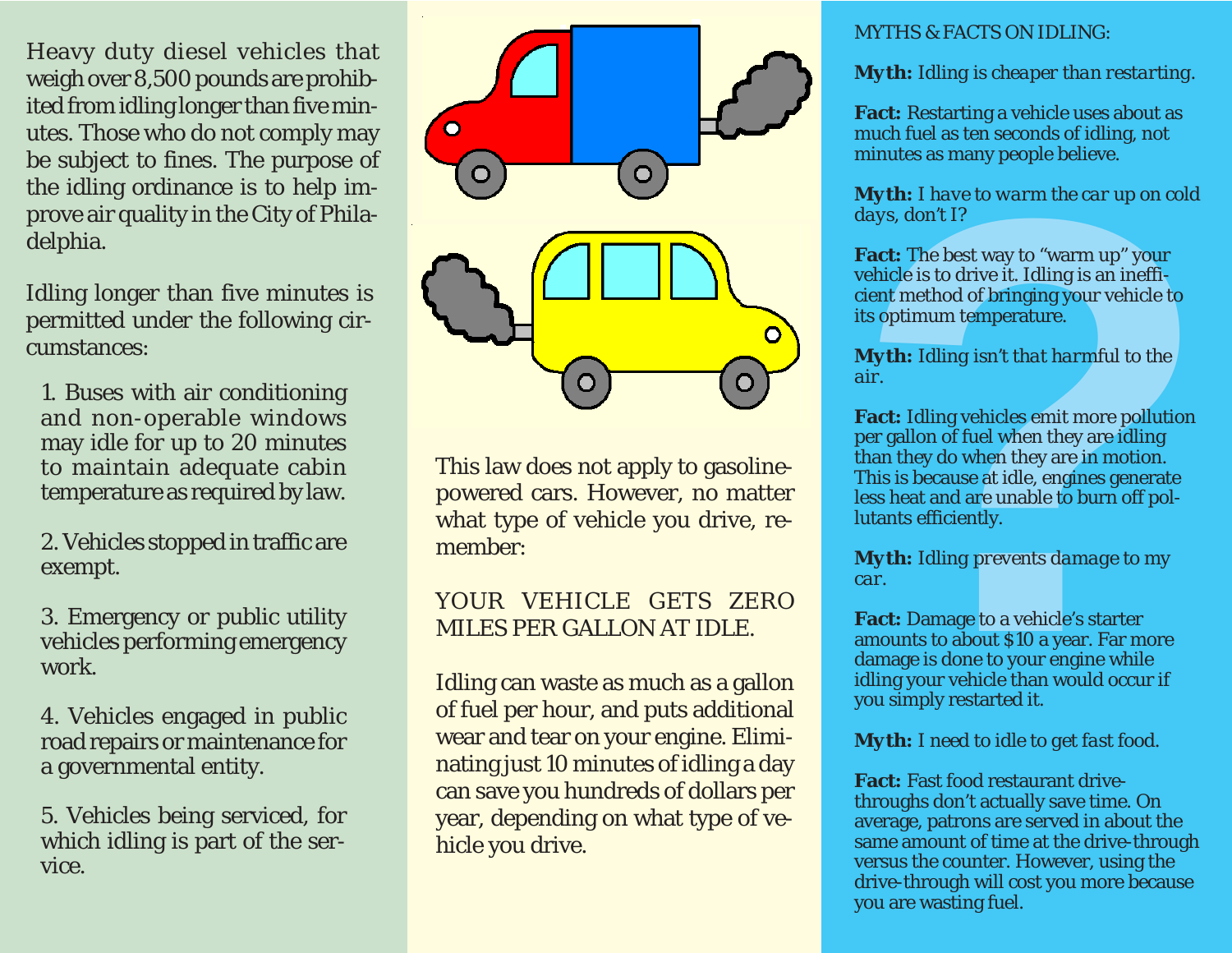Heavy duty diesel vehicles that weigh over 8,500 pounds are prohibited from idling longer than five minutes. Those who do not comply may be subject to fines. The purpose of the idling ordinance is to help improve air quality in the City of Philadelphia.

Idling longer than five minutes is permitted under the following circumstances:

1. Buses with air conditioning and non-operable windows may idle for up to 20 minutes to maintain adequate cabin temperature as required by law.

2. Vehicles stopped in traffic are exempt.

3. Emergency or public utility vehicles performing emergency work.

4. Vehicles engaged in public road repairs or maintenance for a governmental entity.

5. Vehicles being serviced, for which idling is part of the service.

This law does not apply to gasoline-powered cars. However, no matter what type of vehicle you drive, remember:

YOUR VEHICLE GETS ZERO MILES PER GALLON AT IDLE.

Idling can waste as much as a gallon of fuel per hour, and puts additional wear and tear on your engine. Eliminating just 10 minutes of idling a day can save you hundreds of dollars per year, depending on what type of vehicle you drive.

MYTHS & FACTS ON IDLING:

**Myth:** *Idling is cheaper than restarting.*

**Fact:** Restarting a vehicle uses about as much fuel as ten seconds of idling, not minutes as many people believe.

**Myth:** *I have to warm the car up on cold days, don't I?*

**Fact:** The best way to "warm up" your vehicle is to drive it. Idling is an inefficient method of bringing your vehicle to its optimum temperature.

**Myth:** *Idling isn't that harmful to the air.*

**Fact:** Idling vehicles emit more pollution per gallon of fuel when they are idling than they do when they are in motion. This is because at idle, engines generate less heat and are unable to burn off pollutants efficiently.

**Myth:** *Idling prevents damage to my car.*

**Fact:** Damage to a vehicle's starter amounts to about $10 a year. Far more damage is done to your engine while idling your vehicle than would occur if you simply restarted it.

**Myth:** *I need to idle to get fast food.*

**Fact:** Fast food restaurant drive-throughs don't actually save time. On average, patrons are served in about the same amount of time at the drive-through versus the counter. However, using the drive-through will cost you more because you are wasting fuel.